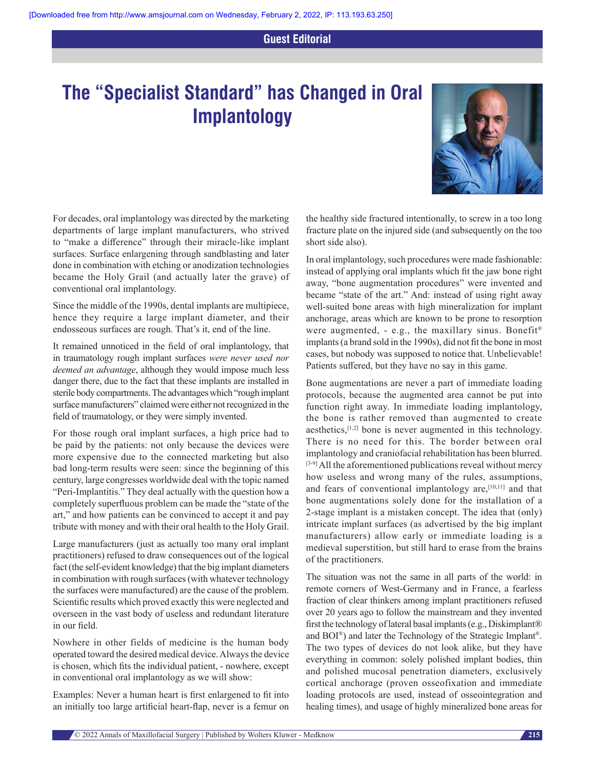Guest Editorial

# The "Specialist Standard" has Changed in Oral Implantology

For decades, oral implantology was directed by the marketing departments of large implant manufacturers, who strived to "make a difference" through their miracle-like implant surfaces. Surface enlargening through sandblasting and later done in combination with etching or anodization technologies became the Holy Grail (and actually later the grave) of conventional oral implantology.

Since the middle of the 1990s, dental implants are multipiece, hence they require a large implant diameter, and their endosseous surfaces are rough. That's it, end of the line.

It remained unnoticed in the field of oral implantology, that in traumatology rough implant surfaces *were never used nor deemed an advantage*, although they would impose much less danger there, due to the fact that these implants are installed in sterile body compartments. The advantages which "rough implant surface manufacturers" claimed were either not recognized in the field of traumatology, or they were simply invented.

For those rough oral implant surfaces, a high price had to be paid by the patients: not only because the devices were more expensive due to the connected marketing but also bad long-term results were seen: since the beginning of this century, large congresses worldwide deal with the topic named "Peri-Implantitis." They deal actually with the question how a completely superfluous problem can be made the "state of the art," and how patients can be convinced to accept it and pay tribute with money and with their oral health to the Holy Grail.

Large manufacturers (just as actually too many oral implant practitioners) refused to draw consequences out of the logical fact (the self-evident knowledge) that the big implant diameters in combination with rough surfaces (with whatever technology the surfaces were manufactured) are the cause of the problem. Scientific results which proved exactly this were neglected and overseen in the vast body of useless and redundant literature in our field.

Nowhere in other fields of medicine is the human body operated toward the desired medical device. Always the device is chosen, which fits the individual patient, - nowhere, except in conventional oral implantology as we will show:

Examples: Never a human heart is first enlargened to fit into an initially too large artificial heart-flap, never is a femur on the healthy side fractured intentionally, to screw in a too long fracture plate on the injured side (and subsequently on the too short side also).

In oral implantology, such procedures were made fashionable: instead of applying oral implants which fit the jaw bone right away, "bone augmentation procedures" were invented and became "state of the art." And: instead of using right away well-suited bone areas with high mineralization for implant anchorage, areas which are known to be prone to resorption were augmented, - e.g., the maxillary sinus. Benefit® implants (a brand sold in the 1990s), did not fit the bone in most cases, but nobody was supposed to notice that. Unbelievable! Patients suffered, but they have no say in this game.

Bone augmentations are never a part of immediate loading protocols, because the augmented area cannot be put into function right away. In immediate loading implantology, the bone is rather removed than augmented to create aesthetics,[1,2] bone is never augmented in this technology. There is no need for this. The border between oral implantology and craniofacial rehabilitation has been blurred.[3-9] All the aforementioned publications reveal without mercy how useless and wrong many of the rules, assumptions, and fears of conventional implantology are,[10,11] and that bone augmentations solely done for the installation of a 2-stage implant is a mistaken concept. The idea that (only) intricate implant surfaces (as advertised by the big implant manufacturers) allow early or immediate loading is a medieval superstition, but still hard to erase from the brains of the practitioners.

The situation was not the same in all parts of the world: in remote corners of West-Germany and in France, a fearless fraction of clear thinkers among implant practitioners refused over 20 years ago to follow the mainstream and they invented first the technology of lateral basal implants (e.g., Diskimplant® and BOI®) and later the Technology of the Strategic Implant®. The two types of devices do not look alike, but they have everything in common: solely polished implant bodies, thin and polished mucosal penetration diameters, exclusively cortical anchorage (proven osseofixation and immediate loading protocols are used, instead of osseointegration and healing times), and usage of highly mineralized bone areas for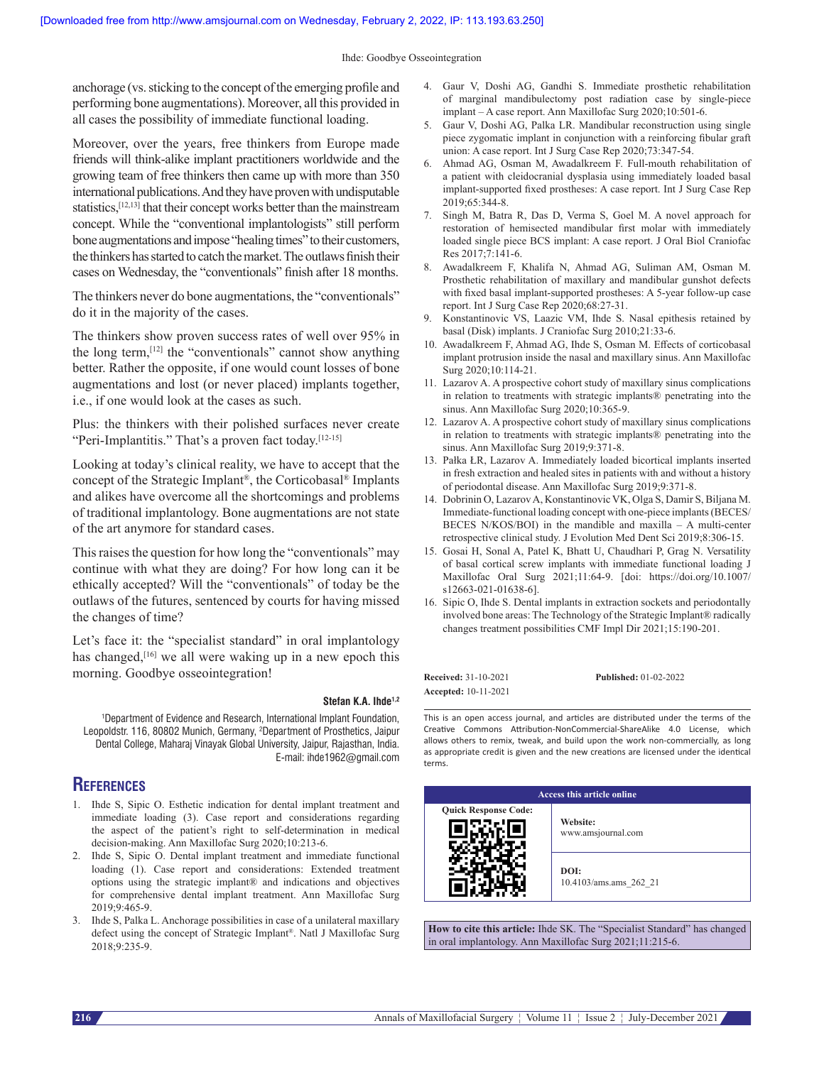anchorage (vs. sticking to the concept of the emerging profile and performing bone augmentations). Moreover, all this provided in all cases the possibility of immediate functional loading.

Moreover, over the years, free thinkers from Europe made friends will think-alike implant practitioners worldwide and the growing team of free thinkers then came up with more than 350 international publications. And they have proven with undisputable statistics,[12,13] that their concept works better than the mainstream concept. While the "conventional implantologists" still perform bone augmentations and impose "healing times" to their customers, the thinkers has started to catch the market. The outlaws finish their cases on Wednesday, the "conventionals" finish after 18 months.

The thinkers never do bone augmentations, the "conventionals" do it in the majority of the cases.

The thinkers show proven success rates of well over 95% in the long term,[12] the "conventionals" cannot show anything better. Rather the opposite, if one would count losses of bone augmentations and lost (or never placed) implants together, i.e., if one would look at the cases as such.

Plus: the thinkers with their polished surfaces never create "Peri-Implantitis." That's a proven fact today.[12-15]

Looking at today's clinical reality, we have to accept that the concept of the Strategic Implant®, the Corticobasal® Implants and alikes have overcome all the shortcomings and problems of traditional implantology. Bone augmentations are not state of the art anymore for standard cases.

This raises the question for how long the "conventionals" may continue with what they are doing? For how long can it be ethically accepted? Will the "conventionals" of today be the outlaws of the futures, sentenced by courts for having missed the changes of time?

Let's face it: the "specialist standard" in oral implantology has changed,[16] we all were waking up in a new epoch this morning. Goodbye osseointegration!

**Stefan K.A. Ihde[1,2]**

[1]Department of Evidence and Research, International Implant Foundation, Leopoldstr. 116, 80802 Munich, Germany, [2]Department of Prosthetics, Jaipur Dental College, Maharaj Vinayak Global University, Jaipur, Rajasthan, India.
E-mail: ihde1962@gmail.com

## References

1. Ihde S, Sipic O. Esthetic indication for dental implant treatment and immediate loading (3). Case report and considerations regarding the aspect of the patient's right to self-determination in medical decision-making. Ann Maxillofac Surg 2020;10:213-6.
2. Ihde S, Sipic O. Dental implant treatment and immediate functional loading (1). Case report and considerations: Extended treatment options using the strategic implant® and indications and objectives for comprehensive dental implant treatment. Ann Maxillofac Surg 2019;9:465-9.
3. Ihde S, Palka L. Anchorage possibilities in case of a unilateral maxillary defect using the concept of Strategic Implant®. Natl J Maxillofac Surg 2018;9:235-9.
4. Gaur V, Doshi AG, Gandhi S. Immediate prosthetic rehabilitation of marginal mandibulectomy post radiation case by single-piece implant – A case report. Ann Maxillofac Surg 2020;10:501-6.
5. Gaur V, Doshi AG, Palka LR. Mandibular reconstruction using single piece zygomatic implant in conjunction with a reinforcing fibular graft union: A case report. Int J Surg Case Rep 2020;73:347-54.
6. Ahmad AG, Osman M, Awadalkreem F. Full-mouth rehabilitation of a patient with cleidocranial dysplasia using immediately loaded basal implant-supported fixed prostheses: A case report. Int J Surg Case Rep 2019;65:344-8.
7. Singh M, Batra R, Das D, Verma S, Goel M. A novel approach for restoration of hemisected mandibular first molar with immediately loaded single piece BCS implant: A case report. J Oral Biol Craniofac Res 2017;7:141-6.
8. Awadalkreem F, Khalifa N, Ahmad AG, Suliman AM, Osman M. Prosthetic rehabilitation of maxillary and mandibular gunshot defects with fixed basal implant-supported prostheses: A 5-year follow-up case report. Int J Surg Case Rep 2020;68:27-31.
9. Konstantinovic VS, Laazic VM, Ihde S. Nasal epithesis retained by basal (Disk) implants. J Craniofac Surg 2010;21:33-6.
10. Awadalkreem F, Ahmad AG, Ihde S, Osman M. Effects of corticobasal implant protrusion inside the nasal and maxillary sinus. Ann Maxillofac Surg 2020;10:114-21.
11. Lazarov A. A prospective cohort study of maxillary sinus complications in relation to treatments with strategic implants® penetrating into the sinus. Ann Maxillofac Surg 2020;10:365-9.
12. Lazarov A. A prospective cohort study of maxillary sinus complications in relation to treatments with strategic implants® penetrating into the sinus. Ann Maxillofac Surg 2019;9:371-8.
13. Pałka ŁR, Lazarov A. Immediately loaded bicortical implants inserted in fresh extraction and healed sites in patients with and without a history of periodontal disease. Ann Maxillofac Surg 2019;9:371-8.
14. Dobrinin O, Lazarov A, Konstantinovic VK, Olga S, Damir S, Biljana M. Immediate-functional loading concept with one-piece implants (BECES/BECES N/KOS/BOI) in the mandible and maxilla – A multi-center retrospective clinical study. J Evolution Med Dent Sci 2019;8:306-15.
15. Gosai H, Sonal A, Patel K, Bhatt U, Chaudhari P, Grag N. Versatility of basal cortical screw implants with immediate functional loading J Maxillofac Oral Surg 2021;11:64-9. [doi: https://doi.org/10.1007/s12663-021-01638-6].
16. Sipic O, Ihde S. Dental implants in extraction sockets and periodontally involved bone areas: The Technology of the Strategic Implant® radically changes treatment possibilities CMF Impl Dir 2021;15:190-201.

**Received:** 31-10-2021 **Published:** 01-02-2022
**Accepted:** 10-11-2021

This is an open access journal, and articles are distributed under the terms of the Creative Commons Attribution-NonCommercial-ShareAlike 4.0 License, which allows others to remix, tweak, and build upon the work non-commercially, as long as appropriate credit is given and the new creations are licensed under the identical terms.

| Access this article online | |
|---|---|
| Quick Response Code: | **Website:** www.amsjournal.com |
| | **DOI:** 10.4103/ams.ams_262_21 |

**How to cite this article:** Ihde SK. The "Specialist Standard" has changed in oral implantology. Ann Maxillofac Surg 2021;11:215-6.